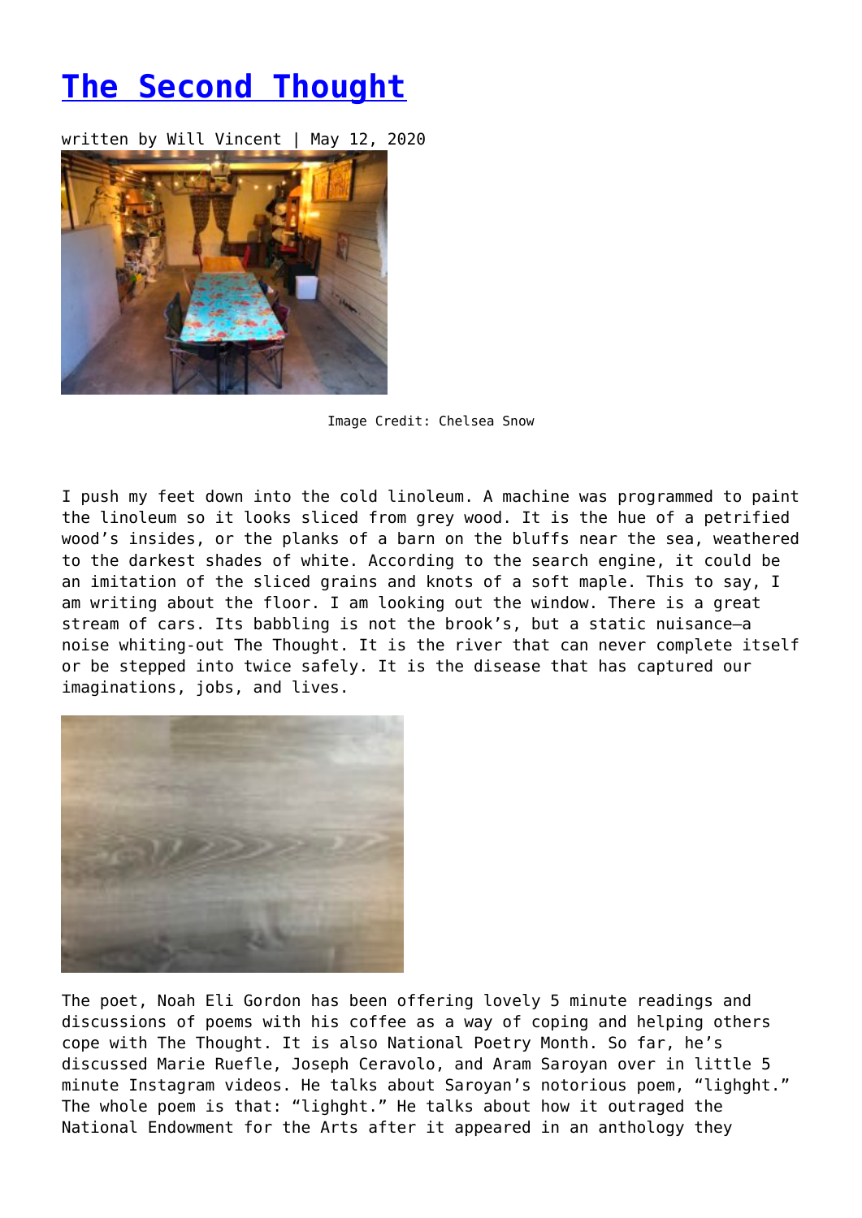# [The Second Thought]

written by Will Vincent | May 12, 2020

Image Credit: Chelsea Snow

I push my feet down into the cold linoleum. A machine was programmed to paint the linoleum so it looks sliced from grey wood. It is the hue of a petrified wood's insides, or the planks of a barn on the bluffs near the sea, weathered to the darkest shades of white. According to the search engine, it could be an imitation of the sliced grains and knots of a soft maple. This to say, I am writing about the floor. I am looking out the window. There is a great stream of cars. Its babbling is not the brook's, but a static nuisance—a noise whiting-out The Thought. It is the river that can never complete itself or be stepped into twice safely. It is the disease that has captured our imaginations, jobs, and lives.

The poet, Noah Eli Gordon has been offering lovely 5 minute readings and discussions of poems with his coffee as a way of coping and helping others cope with The Thought. It is also National Poetry Month. So far, he's discussed Marie Ruefle, Joseph Ceravolo, and Aram Saroyan over in little 5 minute Instagram videos. He talks about Saroyan's notorious poem, "lighght." The whole poem is that: "lighght." He talks about how it outraged the National Endowment for the Arts after it appeared in an anthology they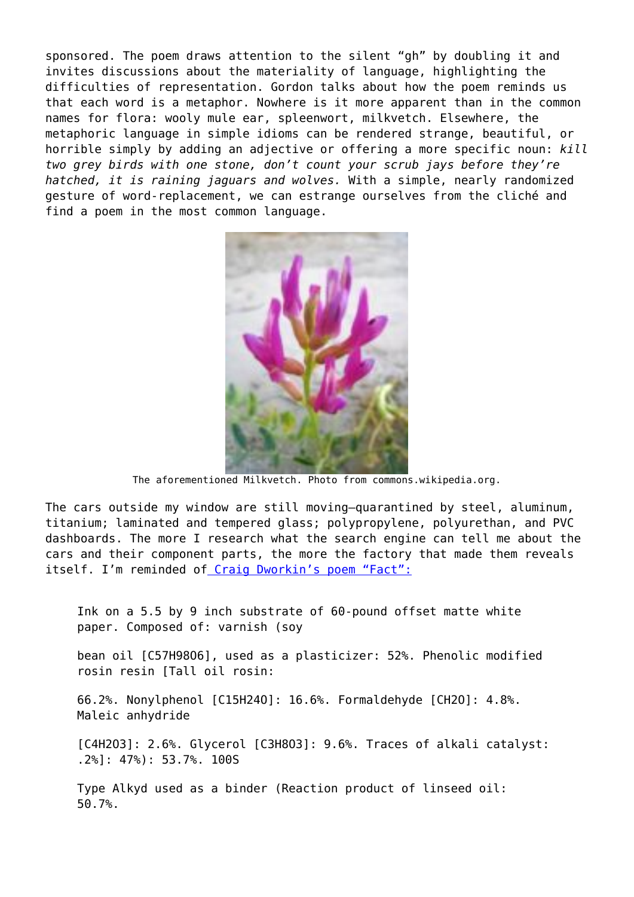sponsored. The poem draws attention to the silent "gh" by doubling it and invites discussions about the materiality of language, highlighting the difficulties of representation. Gordon talks about how the poem reminds us that each word is a metaphor. Nowhere is it more apparent than in the common names for flora: wooly mule ear, spleenwort, milkvetch. Elsewhere, the metaphoric language in simple idioms can be rendered strange, beautiful, or horrible simply by adding an adjective or offering a more specific noun: *kill two grey birds with one stone, don't count your scrub jays before they're hatched, it is raining jaguars and wolves.* With a simple, nearly randomized gesture of word-replacement, we can estrange ourselves from the cliché and find a poem in the most common language.

The aforementioned Milkvetch. Photo from commons.wikipedia.org.

The cars outside my window are still moving—quarantined by steel, aluminum, titanium; laminated and tempered glass; polypropylene, polyurethan, and PVC dashboards. The more I research what the search engine can tell me about the cars and their component parts, the more the factory that made them reveals itself. I'm reminded of [Craig Dworkin's poem "Fact":]

> Ink on a 5.5 by 9 inch substrate of 60-pound offset matte white paper. Composed of: varnish (soy
>
> bean oil [$C_{57}H_{98}O_6$], used as a plasticizer: 52%. Phenolic modified rosin resin [Tall oil rosin:
>
> 66.2%. Nonylphenol [$C_{15}H_{24}O$]: 16.6%. Formaldehyde [$CH_2O$]: 4.8%. Maleic anhydride
>
> [$C_4H_2O_3$]: 2.6%. Glycerol [$C_3H_8O_3$]: 9.6%. Traces of alkali catalyst: .2%]: 47%): 53.7%. 100S
>
> Type Alkyd used as a binder (Reaction product of linseed oil: 50.7%.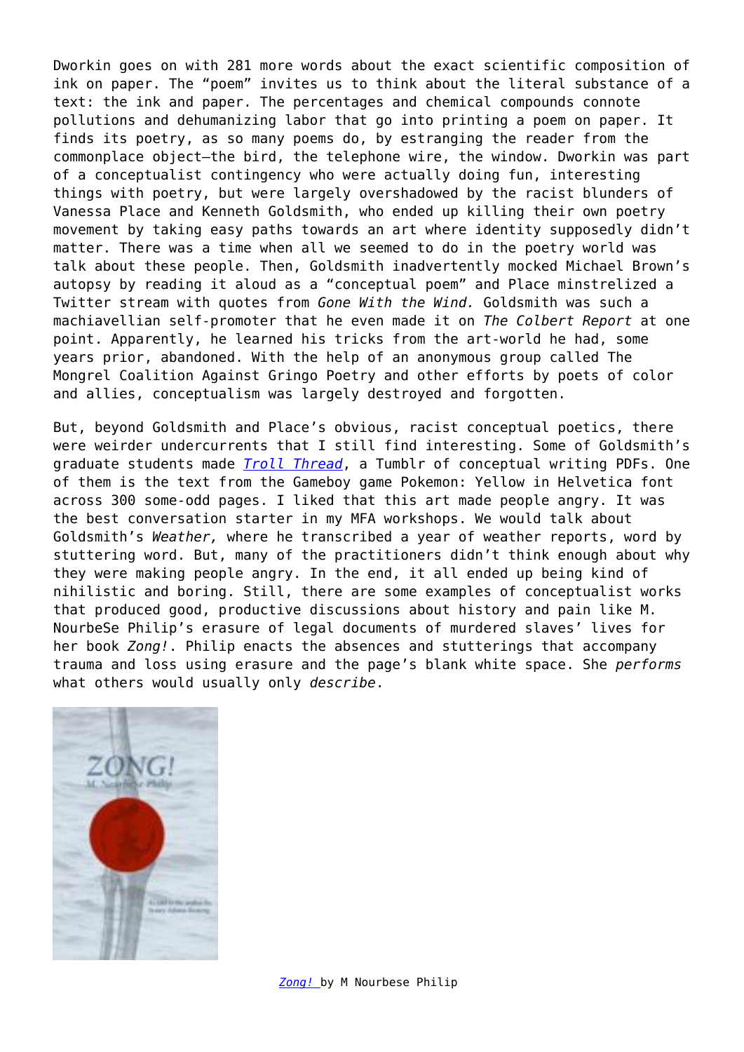Dworkin goes on with 281 more words about the exact scientific composition of ink on paper. The “poem” invites us to think about the literal substance of a text: the ink and paper. The percentages and chemical compounds connote pollutions and dehumanizing labor that go into printing a poem on paper. It finds its poetry, as so many poems do, by estranging the reader from the commonplace object—the bird, the telephone wire, the window. Dworkin was part of a conceptualist contingency who were actually doing fun, interesting things with poetry, but were largely overshadowed by the racist blunders of Vanessa Place and Kenneth Goldsmith, who ended up killing their own poetry movement by taking easy paths towards an art where identity supposedly didn’t matter. There was a time when all we seemed to do in the poetry world was talk about these people. Then, Goldsmith inadvertently mocked Michael Brown’s autopsy by reading it aloud as a “conceptual poem” and Place minstrelized a Twitter stream with quotes from *Gone With the Wind.* Goldsmith was such a machiavellian self-promoter that he even made it on *The Colbert Report* at one point. Apparently, he learned his tricks from the art-world he had, some years prior, abandoned. With the help of an anonymous group called The Mongrel Coalition Against Gringo Poetry and other efforts by poets of color and allies, conceptualism was largely destroyed and forgotten.

But, beyond Goldsmith and Place’s obvious, racist conceptual poetics, there were weirder undercurrents that I still find interesting. Some of Goldsmith’s graduate students made *Troll Thread*, a Tumblr of conceptual writing PDFs. One of them is the text from the Gameboy game Pokemon: Yellow in Helvetica font across 300 some-odd pages. I liked that this art made people angry. It was the best conversation starter in my MFA workshops. We would talk about Goldsmith’s *Weather,* where he transcribed a year of weather reports, word by stuttering word. But, many of the practitioners didn’t think enough about why they were making people angry. In the end, it all ended up being kind of nihilistic and boring. Still, there are some examples of conceptualist works that produced good, productive discussions about history and pain like M. NourbeSe Philip’s erasure of legal documents of murdered slaves’ lives for her book *Zong!*. Philip enacts the absences and stutterings that accompany trauma and loss using erasure and the page’s blank white space. She *performs* what others would usually only *describe*.

*Zong!* by M Nourbese Philip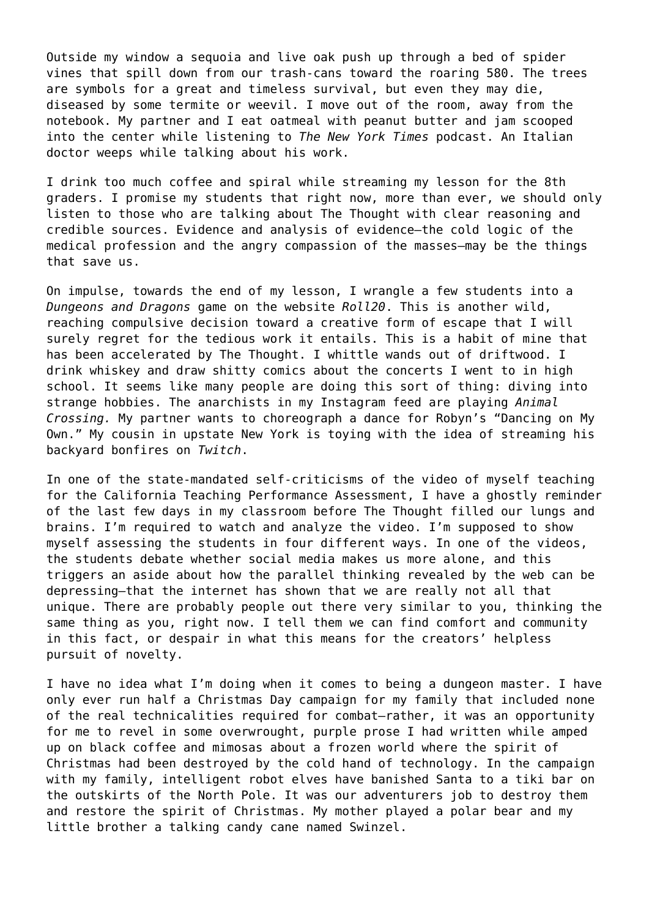Outside my window a sequoia and live oak push up through a bed of spider vines that spill down from our trash-cans toward the roaring 580. The trees are symbols for a great and timeless survival, but even they may die, diseased by some termite or weevil. I move out of the room, away from the notebook. My partner and I eat oatmeal with peanut butter and jam scooped into the center while listening to *The New York Times* podcast. An Italian doctor weeps while talking about his work.

I drink too much coffee and spiral while streaming my lesson for the 8th graders. I promise my students that right now, more than ever, we should only listen to those who are talking about The Thought with clear reasoning and credible sources. Evidence and analysis of evidence—the cold logic of the medical profession and the angry compassion of the masses—may be the things that save us.

On impulse, towards the end of my lesson, I wrangle a few students into a *Dungeons and Dragons* game on the website *Roll20*. This is another wild, reaching compulsive decision toward a creative form of escape that I will surely regret for the tedious work it entails. This is a habit of mine that has been accelerated by The Thought. I whittle wands out of driftwood. I drink whiskey and draw shitty comics about the concerts I went to in high school. It seems like many people are doing this sort of thing: diving into strange hobbies. The anarchists in my Instagram feed are playing *Animal Crossing.* My partner wants to choreograph a dance for Robyn's "Dancing on My Own." My cousin in upstate New York is toying with the idea of streaming his backyard bonfires on *Twitch*.

In one of the state-mandated self-criticisms of the video of myself teaching for the California Teaching Performance Assessment, I have a ghostly reminder of the last few days in my classroom before The Thought filled our lungs and brains. I'm required to watch and analyze the video. I'm supposed to show myself assessing the students in four different ways. In one of the videos, the students debate whether social media makes us more alone, and this triggers an aside about how the parallel thinking revealed by the web can be depressing—that the internet has shown that we are really not all that unique. There are probably people out there very similar to you, thinking the same thing as you, right now. I tell them we can find comfort and community in this fact, or despair in what this means for the creators' helpless pursuit of novelty.

I have no idea what I'm doing when it comes to being a dungeon master. I have only ever run half a Christmas Day campaign for my family that included none of the real technicalities required for combat—rather, it was an opportunity for me to revel in some overwrought, purple prose I had written while amped up on black coffee and mimosas about a frozen world where the spirit of Christmas had been destroyed by the cold hand of technology. In the campaign with my family, intelligent robot elves have banished Santa to a tiki bar on the outskirts of the North Pole. It was our adventurers job to destroy them and restore the spirit of Christmas. My mother played a polar bear and my little brother a talking candy cane named Swinzel.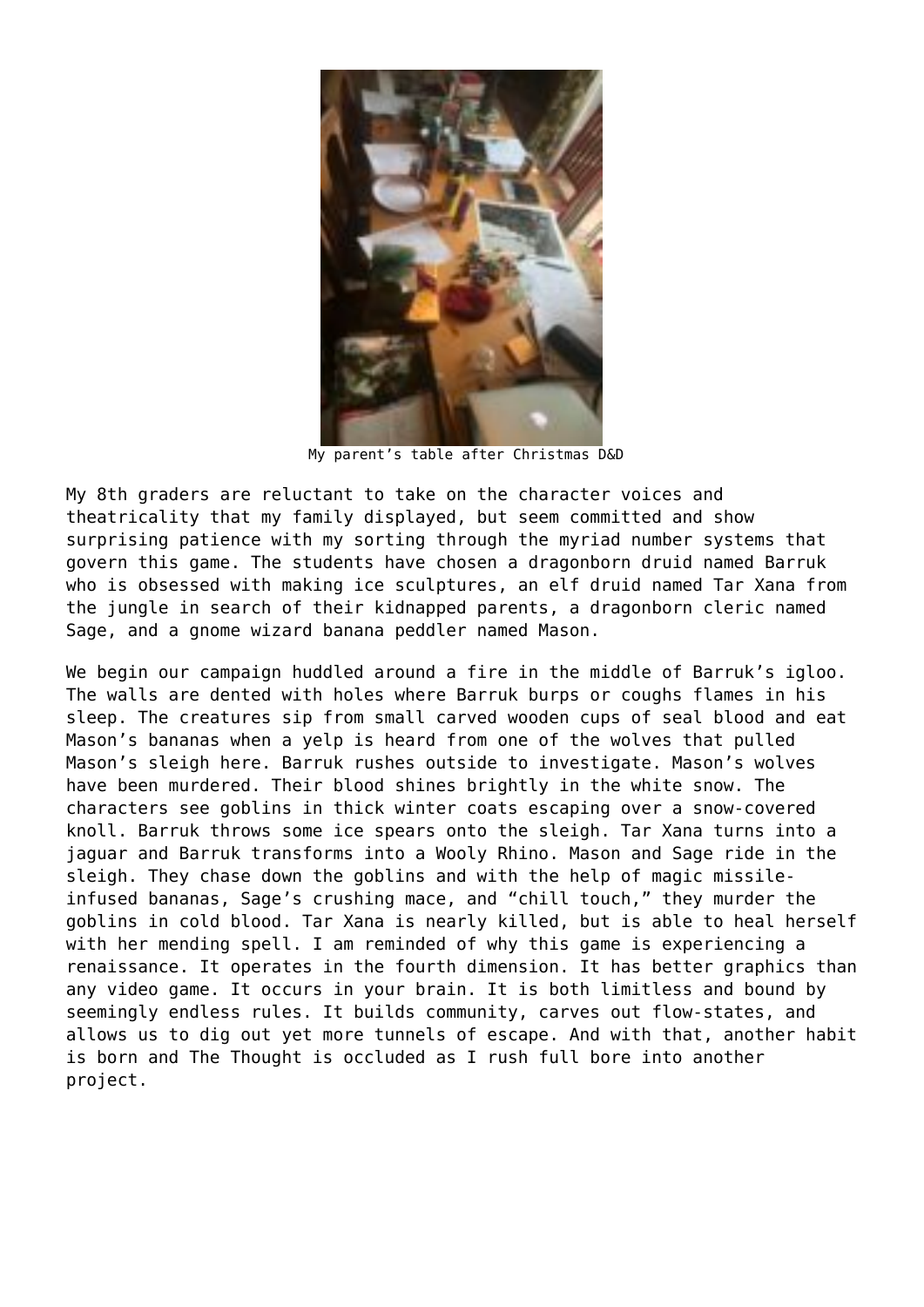My parent's table after Christmas D&D

My 8th graders are reluctant to take on the character voices and theatricality that my family displayed, but seem committed and show surprising patience with my sorting through the myriad number systems that govern this game. The students have chosen a dragonborn druid named Barruk who is obsessed with making ice sculptures, an elf druid named Tar Xana from the jungle in search of their kidnapped parents, a dragonborn cleric named Sage, and a gnome wizard banana peddler named Mason.

We begin our campaign huddled around a fire in the middle of Barruk's igloo. The walls are dented with holes where Barruk burps or coughs flames in his sleep. The creatures sip from small carved wooden cups of seal blood and eat Mason's bananas when a yelp is heard from one of the wolves that pulled Mason's sleigh here. Barruk rushes outside to investigate. Mason's wolves have been murdered. Their blood shines brightly in the white snow. The characters see goblins in thick winter coats escaping over a snow-covered knoll. Barruk throws some ice spears onto the sleigh. Tar Xana turns into a jaguar and Barruk transforms into a Wooly Rhino. Mason and Sage ride in the sleigh. They chase down the goblins and with the help of magic missile-infused bananas, Sage's crushing mace, and "chill touch," they murder the goblins in cold blood. Tar Xana is nearly killed, but is able to heal herself with her mending spell. I am reminded of why this game is experiencing a renaissance. It operates in the fourth dimension. It has better graphics than any video game. It occurs in your brain. It is both limitless and bound by seemingly endless rules. It builds community, carves out flow-states, and allows us to dig out yet more tunnels of escape. And with that, another habit is born and The Thought is occluded as I rush full bore into another project.